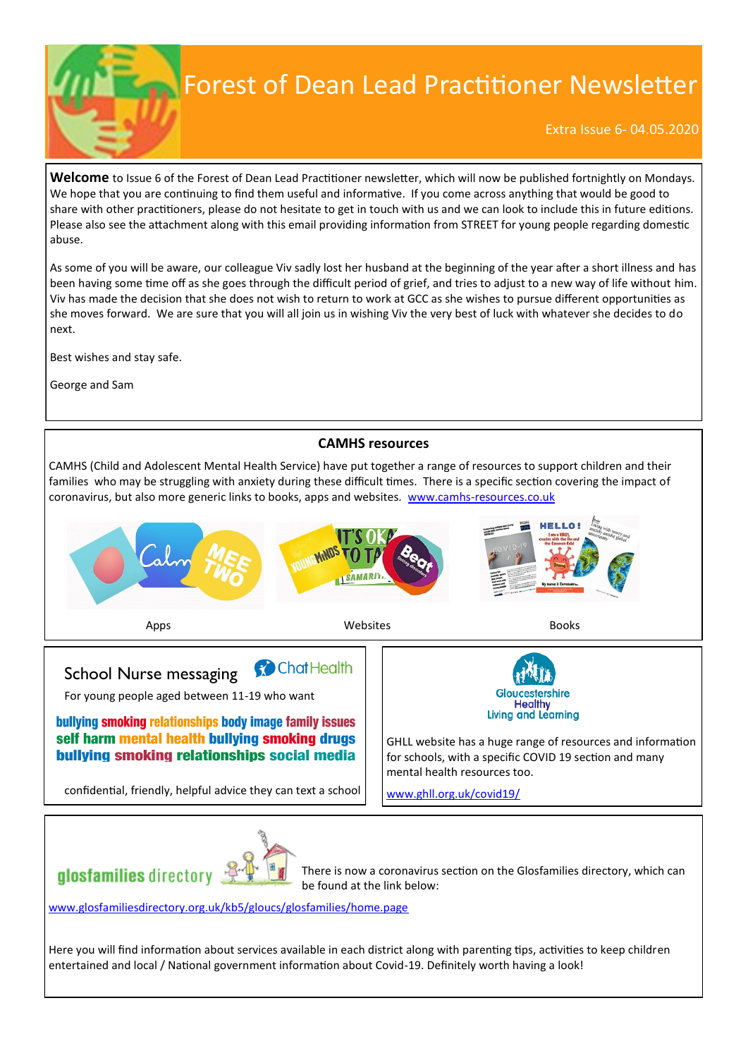# Forest of Dean Lead Practitioner Newsletter

Extra Issue 6- 04.05.2020

**Welcome** to Issue 6 of the Forest of Dean Lead Practitioner newsletter, which will now be published fortnightly on Mondays. We hope that you are continuing to find them useful and informative. If you come across anything that would be good to share with other practitioners, please do not hesitate to get in touch with us and we can look to include this in future editions. Please also see the attachment along with this email providing information from STREET for young people regarding domestic abuse.

As some of you will be aware, our colleague Viv sadly lost her husband at the beginning of the year after a short illness and has been having some time off as she goes through the difficult period of grief, and tries to adjust to a new way of life without him. Viv has made the decision that she does not wish to return to work at GCC as she wishes to pursue different opportunities as she moves forward. We are sure that you will all join us in wishing Viv the very best of luck with whatever she decides to do next.

Best wishes and stay safe.

George and Sam

## CAMHS resources

CAMHS (Child and Adolescent Mental Health Service) have put together a range of resources to support children and their families who may be struggling with anxiety during these difficult times. There is a specific section covering the impact of coronavirus, but also more generic links to books, apps and websites. www.camhs-resources.co.uk

Apps — Websites — Books

## School Nurse messaging

ChatHealth

For young people aged between 11-19 who want

**bullying smoking relationships body image family issues self harm mental health bullying smoking drugs bullying smoking relationships social media**

confidential, friendly, helpful advice they can text a school

## Gloucestershire Healthy Living and Learning

GHLL website has a huge range of resources and information for schools, with a specific COVID 19 section and many mental health resources too.

www.ghll.org.uk/covid19/

## glosfamilies directory

There is now a coronavirus section on the Glosfamilies directory, which can be found at the link below:

www.glosfamiliesdirectory.org.uk/kb5/gloucs/glosfamilies/home.page

Here you will find information about services available in each district along with parenting tips, activities to keep children entertained and local / National government information about Covid-19. Definitely worth having a look!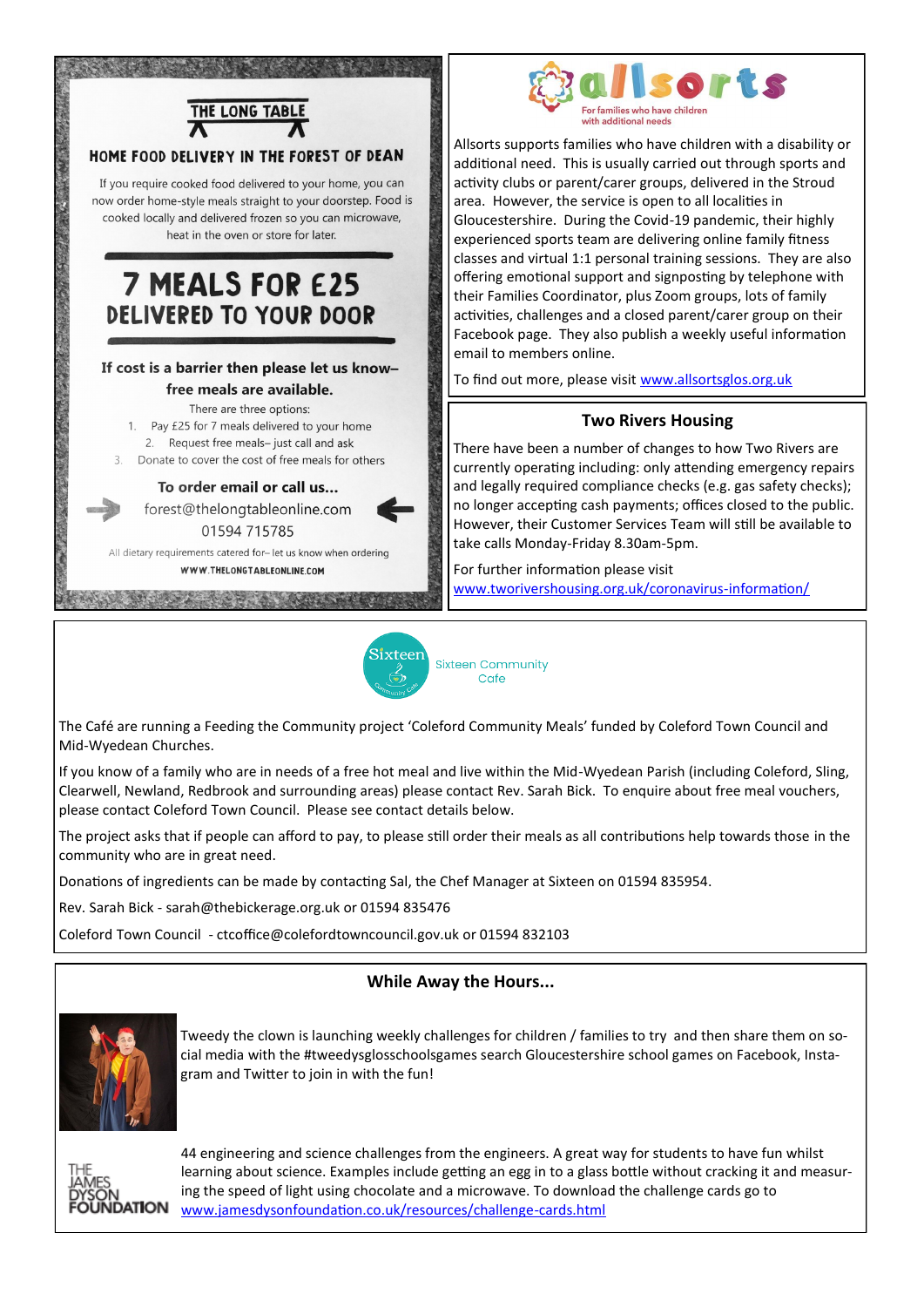## THE LONG TABLE

### HOME FOOD DELIVERY IN THE FOREST OF DEAN

If you require cooked food delivered to your home, you can now order home-style meals straight to your doorstep. Food is cooked locally and delivered frozen so you can microwave, heat in the oven or store for later.

## 7 MEALS FOR £25 DELIVERED TO YOUR DOOR

**If cost is a barrier then please let us know– free meals are available.**

There are three options:

1. Pay £25 for 7 meals delivered to your home
2. Request free meals– just call and ask
3. Donate to cover the cost of free meals for others

**To order email or call us...**

forest@thelongtableonline.com

01594 715785

All dietary requirements catered for– let us know when ordering

WWW.THELONGTABLEONLINE.COM

## allsorts

For families who have children with additional needs

Allsorts supports families who have children with a disability or additional need. This is usually carried out through sports and activity clubs or parent/carer groups, delivered in the Stroud area. However, the service is open to all localities in Gloucestershire. During the Covid-19 pandemic, their highly experienced sports team are delivering online family fitness classes and virtual 1:1 personal training sessions. They are also offering emotional support and signposting by telephone with their Families Coordinator, plus Zoom groups, lots of family activities, challenges and a closed parent/carer group on their Facebook page. They also publish a weekly useful information email to members online.

To find out more, please visit www.allsortsglos.org.uk

## Two Rivers Housing

There have been a number of changes to how Two Rivers are currently operating including: only attending emergency repairs and legally required compliance checks (e.g. gas safety checks); no longer accepting cash payments; offices closed to the public. However, their Customer Services Team will still be available to take calls Monday-Friday 8.30am-5pm.

For further information please visit www.tworivershousing.org.uk/coronavirus-information/

## Sixteen Community Cafe

The Café are running a Feeding the Community project 'Coleford Community Meals' funded by Coleford Town Council and Mid-Wyedean Churches.

If you know of a family who are in needs of a free hot meal and live within the Mid-Wyedean Parish (including Coleford, Sling, Clearwell, Newland, Redbrook and surrounding areas) please contact Rev. Sarah Bick. To enquire about free meal vouchers, please contact Coleford Town Council. Please see contact details below.

The project asks that if people can afford to pay, to please still order their meals as all contributions help towards those in the community who are in great need.

Donations of ingredients can be made by contacting Sal, the Chef Manager at Sixteen on 01594 835954.

Rev. Sarah Bick - sarah@thebickerage.org.uk or 01594 835476

Coleford Town Council - ctcoffice@colefordtowncouncil.gov.uk or 01594 832103

## While Away the Hours...

Tweedy the clown is launching weekly challenges for children / families to try and then share them on social media with the #tweedysglosschoolsgames search Gloucestershire school games on Facebook, Instagram and Twitter to join in with the fun!

THE JAMES DYSON FOUNDATION

44 engineering and science challenges from the engineers. A great way for students to have fun whilst learning about science. Examples include getting an egg in to a glass bottle without cracking it and measuring the speed of light using chocolate and a microwave. To download the challenge cards go to www.jamesdysonfoundation.co.uk/resources/challenge-cards.html